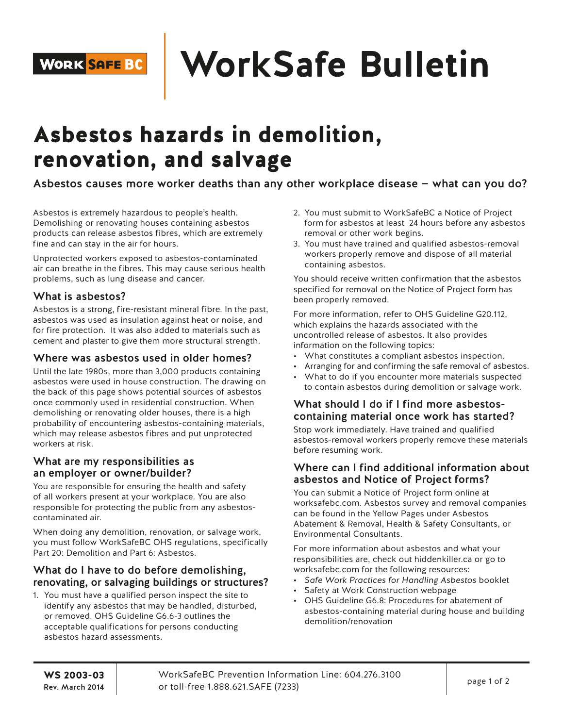# WorkSafe Bulletin

## Asbestos hazards in demolition, renovation, and salvage

**Asbestos causes more worker deaths than any other workplace disease – what can you do?**

Asbestos is extremely hazardous to people's health. Demolishing or renovating houses containing asbestos products can release asbestos fibres, which are extremely fine and can stay in the air for hours.

Unprotected workers exposed to asbestos-contaminated air can breathe in the fibres. This may cause serious health problems, such as lung disease and cancer.

### What is asbestos?

Asbestos is a strong, fire-resistant mineral fibre. In the past, asbestos was used as insulation against heat or noise, and for fire protection. It was also added to materials such as cement and plaster to give them more structural strength.

### Where was asbestos used in older homes?

Until the late 1980s, more than 3,000 products containing asbestos were used in house construction. The drawing on the back of this page shows potential sources of asbestos once commonly used in residential construction. When demolishing or renovating older houses, there is a high probability of encountering asbestos-containing materials, which may release asbestos fibres and put unprotected workers at risk.

### What are my responsibilities as an employer or owner/builder?

You are responsible for ensuring the health and safety of all workers present at your workplace. You are also responsible for protecting the public from any asbestos-contaminated air.

When doing any demolition, renovation, or salvage work, you must follow WorkSafeBC OHS regulations, specifically Part 20: Demolition and Part 6: Asbestos.

### What do I have to do before demolishing, renovating, or salvaging buildings or structures?

1. You must have a qualified person inspect the site to identify any asbestos that may be handled, disturbed, or removed. OHS Guideline G6.6-3 outlines the acceptable qualifications for persons conducting asbestos hazard assessments.
2. You must submit to WorkSafeBC a Notice of Project form for asbestos at least 24 hours before any asbestos removal or other work begins.
3. You must have trained and qualified asbestos-removal workers properly remove and dispose of all material containing asbestos.

You should receive written confirmation that the asbestos specified for removal on the Notice of Project form has been properly removed.

For more information, refer to OHS Guideline G20.112, which explains the hazards associated with the uncontrolled release of asbestos. It also provides information on the following topics:

- What constitutes a compliant asbestos inspection.
- Arranging for and confirming the safe removal of asbestos.
- What to do if you encounter more materials suspected to contain asbestos during demolition or salvage work.

### What should I do if I find more asbestos-containing material once work has started?

Stop work immediately. Have trained and qualified asbestos-removal workers properly remove these materials before resuming work.

### Where can I find additional information about asbestos and Notice of Project forms?

You can submit a Notice of Project form online at worksafebc.com. Asbestos survey and removal companies can be found in the Yellow Pages under Asbestos Abatement & Removal, Health & Safety Consultants, or Environmental Consultants.

For more information about asbestos and what your responsibilities are, check out hiddenkiller.ca or go to worksafebc.com for the following resources:

- *Safe Work Practices for Handling Asbestos* booklet
- Safety at Work Construction webpage
- OHS Guideline G6.8: Procedures for abatement of asbestos-containing material during house and building demolition/renovation

**WS 2003-03**
**Rev. March 2014**

WorkSafeBC Prevention Information Line: 604.276.3100 or toll-free 1.888.621.SAFE (7233)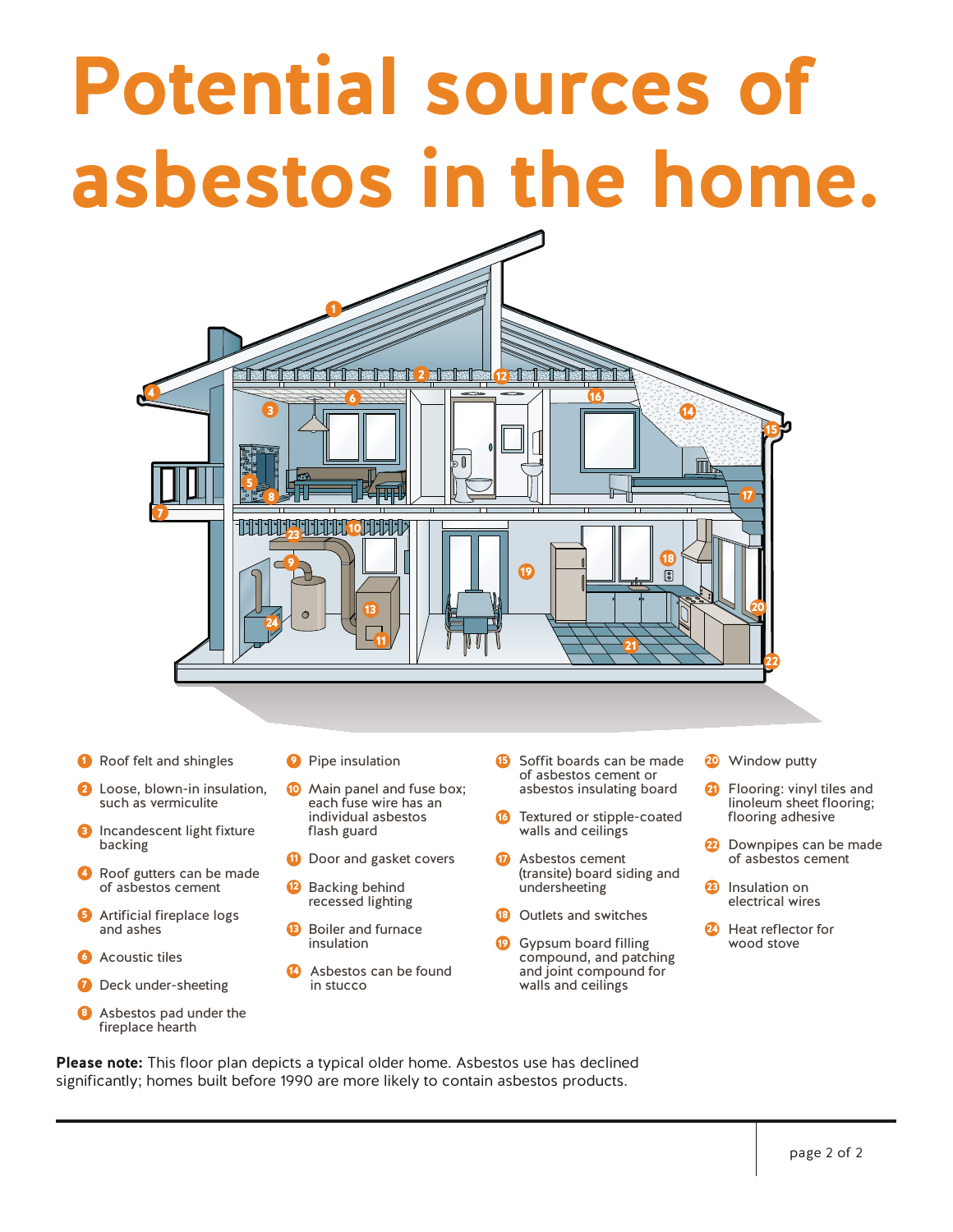# Potential sources of asbestos in the home.

1. Roof felt and shingles
2. Loose, blown-in insulation, such as vermiculite
3. Incandescent light fixture backing
4. Roof gutters can be made of asbestos cement
5. Artificial fireplace logs and ashes
6. Acoustic tiles
7. Deck under-sheeting
8. Asbestos pad under the fireplace hearth
9. Pipe insulation
10. Main panel and fuse box; each fuse wire has an individual asbestos flash guard
11. Door and gasket covers
12. Backing behind recessed lighting
13. Boiler and furnace insulation
14. Asbestos can be found in stucco
15. Soffit boards can be made of asbestos cement or asbestos insulating board
16. Textured or stipple-coated walls and ceilings
17. Asbestos cement (transite) board siding and undersheeting
18. Outlets and switches
19. Gypsum board filling compound, and patching and joint compound for walls and ceilings
20. Window putty
21. Flooring: vinyl tiles and linoleum sheet flooring; flooring adhesive
22. Downpipes can be made of asbestos cement
23. Insulation on electrical wires
24. Heat reflector for wood stove

**Please note:** This floor plan depicts a typical older home. Asbestos use has declined significantly; homes built before 1990 are more likely to contain asbestos products.